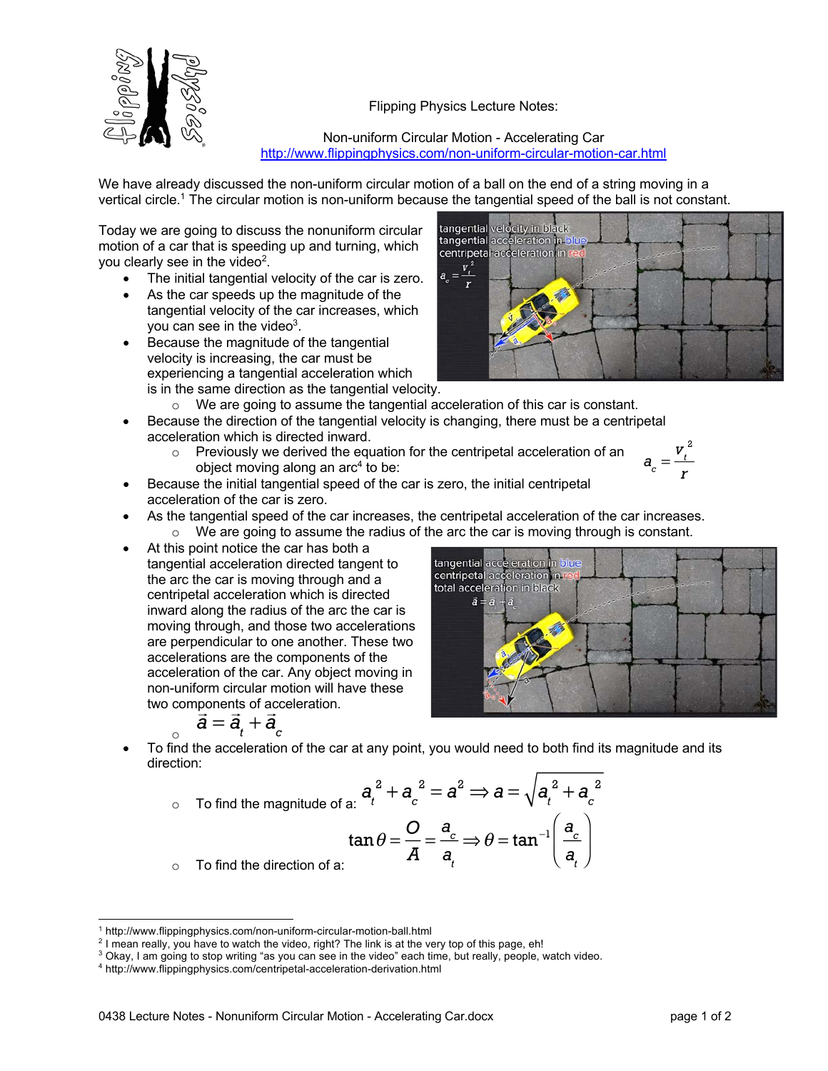Flipping Physics Lecture Notes:

Non-uniform Circular Motion - Accelerating Car
http://www.flippingphysics.com/non-uniform-circular-motion-car.html

We have already discussed the non-uniform circular motion of a ball on the end of a string moving in a vertical circle.[1] The circular motion is non-uniform because the tangential speed of the ball is not constant.

Today we are going to discuss the nonuniform circular motion of a car that is speeding up and turning, which you clearly see in the video[2].

- The initial tangential velocity of the car is zero.
- As the car speeds up the magnitude of the tangential velocity of the car increases, which you can see in the video[3].
- Because the magnitude of the tangential velocity is increasing, the car must be experiencing a tangential acceleration which is in the same direction as the tangential velocity.
  - We are going to assume the tangential acceleration of this car is constant.
- Because the direction of the tangential velocity is changing, there must be a centripetal acceleration which is directed inward.
  - Previously we derived the equation for the centripetal acceleration of an object moving along an arc[4] to be: $a_c = \frac{v_t^2}{r}$
- Because the initial tangential speed of the car is zero, the initial centripetal acceleration of the car is zero.
- As the tangential speed of the car increases, the centripetal acceleration of the car increases.
  - We are going to assume the radius of the arc the car is moving through is constant.
- At this point notice the car has both a tangential acceleration directed tangent to the arc the car is moving through and a centripetal acceleration which is directed inward along the radius of the arc the car is moving through, and those two accelerations are perpendicular to one another. These two accelerations are the components of the acceleration of the car. Any object moving in non-uniform circular motion will have these two components of acceleration.
  - $\vec{a} = \vec{a}_t + \vec{a}_c$
- To find the acceleration of the car at any point, you would need to both find its magnitude and its direction:
  - To find the magnitude of a: $a_t^2 + a_c^2 = a^2 \Rightarrow a = \sqrt{a_t^2 + a_c^2}$
  - To find the direction of a: $\tan\theta = \frac{O}{A} = \frac{a_c}{a_t} \Rightarrow \theta = \tan^{-1}\left(\frac{a_c}{a_t}\right)$

---

[1] http://www.flippingphysics.com/non-uniform-circular-motion-ball.html
[2] I mean really, you have to watch the video, right? The link is at the very top of this page, eh!
[3] Okay, I am going to stop writing "as you can see in the video" each time, but really, people, watch video.
[4] http://www.flippingphysics.com/centripetal-acceleration-derivation.html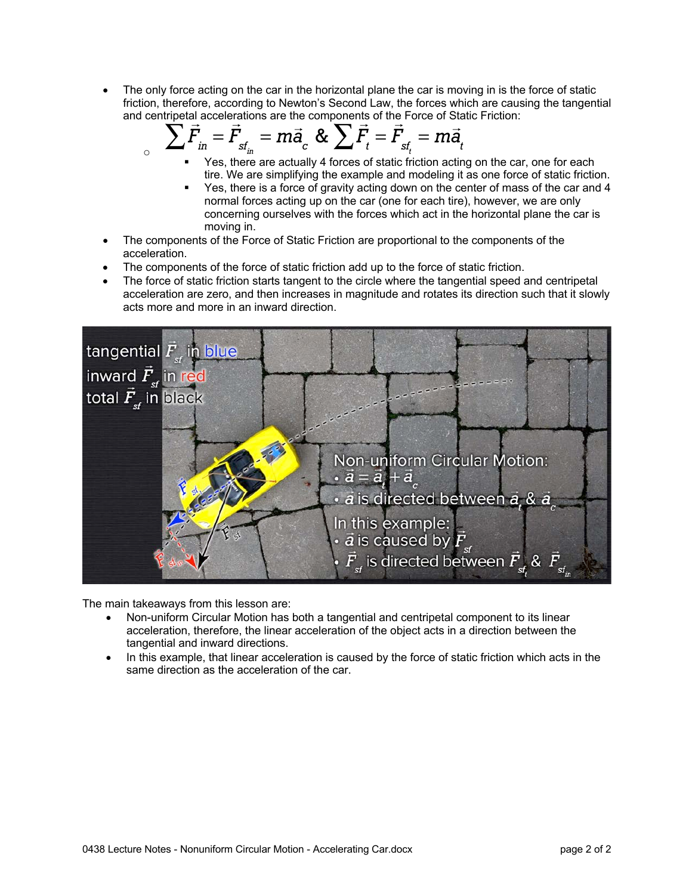- The only force acting on the car in the horizontal plane the car is moving in is the force of static friction, therefore, according to Newton's Second Law, the forces which are causing the tangential and centripetal accelerations are the components of the Force of Static Friction:
  - $$\sum \vec{F}_{in} = \vec{F}_{sf_{in}} = m\vec{a}_c \ \& \ \sum \vec{F}_t = \vec{F}_{sf_t} = m\vec{a}_t$$
    - Yes, there are actually 4 forces of static friction acting on the car, one for each tire. We are simplifying the example and modeling it as one force of static friction.
    - Yes, there is a force of gravity acting down on the center of mass of the car and 4 normal forces acting up on the car (one for each tire), however, we are only concerning ourselves with the forces which act in the horizontal plane the car is moving in.
- The components of the Force of Static Friction are proportional to the components of the acceleration.
- The components of the force of static friction add up to the force of static friction.
- The force of static friction starts tangent to the circle where the tangential speed and centripetal acceleration are zero, and then increases in magnitude and rotates its direction such that it slowly acts more and more in an inward direction.

tangential $\vec{F}_{sf}$ in blue

inward $\vec{F}_{sf}$ in red

total $\vec{F}_{sf}$ in black

Non-uniform Circular Motion:
- $\vec{a} = \vec{a}_t + \vec{a}_c$
- $\vec{a}$ is directed between $\vec{a}_t$ & $\vec{a}_c$

In this example:
- $\vec{a}$ is caused by $\vec{F}_{sf}$
- $\vec{F}_{sf}$ is directed between $\vec{F}_{sf_t}$ & $\vec{F}_{sf_{in}}$

The main takeaways from this lesson are:

- Non-uniform Circular Motion has both a tangential and centripetal component to its linear acceleration, therefore, the linear acceleration of the object acts in a direction between the tangential and inward directions.
- In this example, that linear acceleration is caused by the force of static friction which acts in the same direction as the acceleration of the car.